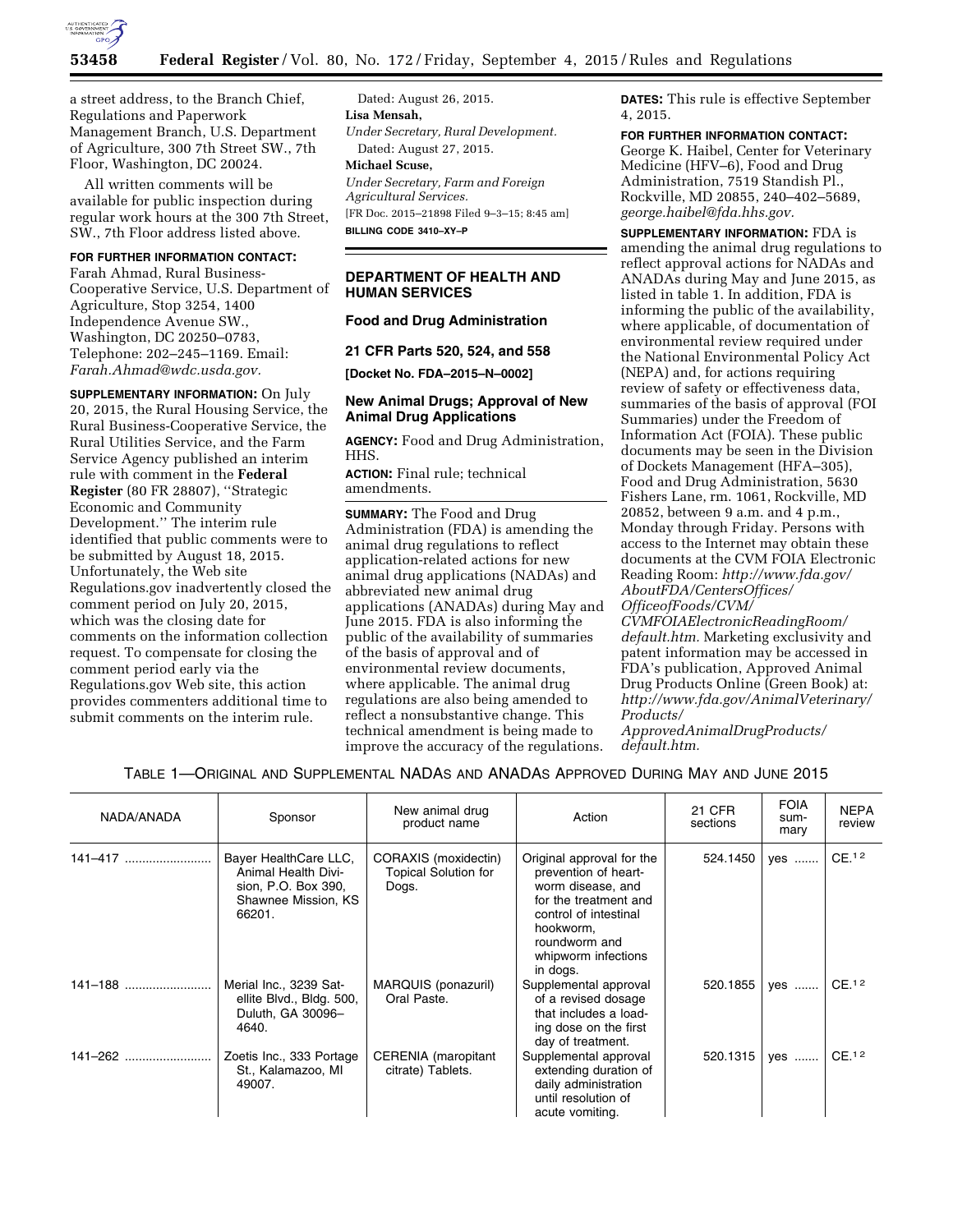a street address, to the Branch Chief, Regulations and Paperwork Management Branch, U.S. Department of Agriculture, 300 7th Street SW., 7th Floor, Washington, DC 20024.

All written comments will be available for public inspection during regular work hours at the 300 7th Street, SW., 7th Floor address listed above.

**FOR FURTHER INFORMATION CONTACT:** Farah Ahmad, Rural Business-Cooperative Service, U.S. Department of Agriculture, Stop 3254, 1400 Independence Avenue SW., Washington, DC 20250–0783, Telephone: 202–245–1169. Email: *Farah.Ahmad@wdc.usda.gov.*

**SUPPLEMENTARY INFORMATION:** On July 20, 2015, the Rural Housing Service, the Rural Business-Cooperative Service, the Rural Utilities Service, and the Farm Service Agency published an interim rule with comment in the **Federal Register** (80 FR 28807), ''Strategic Economic and Community Development.'' The interim rule identified that public comments were to be submitted by August 18, 2015. Unfortunately, the Web site Regulations.gov inadvertently closed the comment period on July 20, 2015, which was the closing date for comments on the information collection request. To compensate for closing the comment period early via the Regulations.gov Web site, this action provides commenters additional time to submit comments on the interim rule.

Dated: August 26, 2015.

**Lisa Mensah,**

*Under Secretary, Rural Development.*

Dated: August 27, 2015.

**Michael Scuse,**

*Under Secretary, Farm and Foreign Agricultural Services.*

[FR Doc. 2015–21898 Filed 9–3–15; 8:45 am]

**BILLING CODE 3410–XY–P**

## DEPARTMENT OF HEALTH AND HUMAN SERVICES

### Food and Drug Administration

### 21 CFR Parts 520, 524, and 558

**[Docket No. FDA–2015–N–0002]**

### New Animal Drugs; Approval of New Animal Drug Applications

**AGENCY:** Food and Drug Administration, HHS.

**ACTION:** Final rule; technical amendments.

**SUMMARY:** The Food and Drug Administration (FDA) is amending the animal drug regulations to reflect application-related actions for new animal drug applications (NADAs) and abbreviated new animal drug applications (ANADAs) during May and June 2015. FDA is also informing the public of the availability of summaries of the basis of approval and of environmental review documents, where applicable. The animal drug regulations are also being amended to reflect a nonsubstantive change. This technical amendment is being made to improve the accuracy of the regulations.

**DATES:** This rule is effective September 4, 2015.

**FOR FURTHER INFORMATION CONTACT:** George K. Haibel, Center for Veterinary Medicine (HFV–6), Food and Drug Administration, 7519 Standish Pl., Rockville, MD 20855, 240–402–5689, *george.haibel@fda.hhs.gov.*

**SUPPLEMENTARY INFORMATION:** FDA is amending the animal drug regulations to reflect approval actions for NADAs and ANADAs during May and June 2015, as listed in table 1. In addition, FDA is informing the public of the availability, where applicable, of documentation of environmental review required under the National Environmental Policy Act (NEPA) and, for actions requiring review of safety or effectiveness data, summaries of the basis of approval (FOI Summaries) under the Freedom of Information Act (FOIA). These public documents may be seen in the Division of Dockets Management (HFA–305), Food and Drug Administration, 5630 Fishers Lane, rm. 1061, Rockville, MD 20852, between 9 a.m. and 4 p.m., Monday through Friday. Persons with access to the Internet may obtain these documents at the CVM FOIA Electronic Reading Room: *http://www.fda.gov/AboutFDA/CentersOffices/OfficeofFoods/CVM/CVMFOIAElectronicReadingRoom/default.htm.* Marketing exclusivity and patent information may be accessed in FDA's publication, Approved Animal Drug Products Online (Green Book) at: *http://www.fda.gov/AnimalVeterinary/Products/ApprovedAnimalDrugProducts/default.htm.*

TABLE 1—ORIGINAL AND SUPPLEMENTAL NADAS AND ANADAS APPROVED DURING MAY AND JUNE 2015

| NADA/ANADA | Sponsor | New animal drug product name | Action | 21 CFR sections | FOIA summary | NEPA review |
|---|---|---|---|---|---|---|
| 141–417 | Bayer HealthCare LLC, Animal Health Division, P.O. Box 390, Shawnee Mission, KS 66201. | CORAXIS (moxidectin) Topical Solution for Dogs. | Original approval for the prevention of heartworm disease, and for the treatment and control of intestinal hookworm, roundworm and whipworm infections in dogs. | 524.1450 | yes | CE.[1,2] |
| 141–188 | Merial Inc., 3239 Satellite Blvd., Bldg. 500, Duluth, GA 30096–4640. | MARQUIS (ponazuril) Oral Paste. | Supplemental approval of a revised dosage that includes a loading dose on the first day of treatment. | 520.1855 | yes | CE.[1,2] |
| 141–262 | Zoetis Inc., 333 Portage St., Kalamazoo, MI 49007. | CERENIA (maropitant citrate) Tablets. | Supplemental approval extending duration of daily administration until resolution of acute vomiting. | 520.1315 | yes | CE.[1,2] |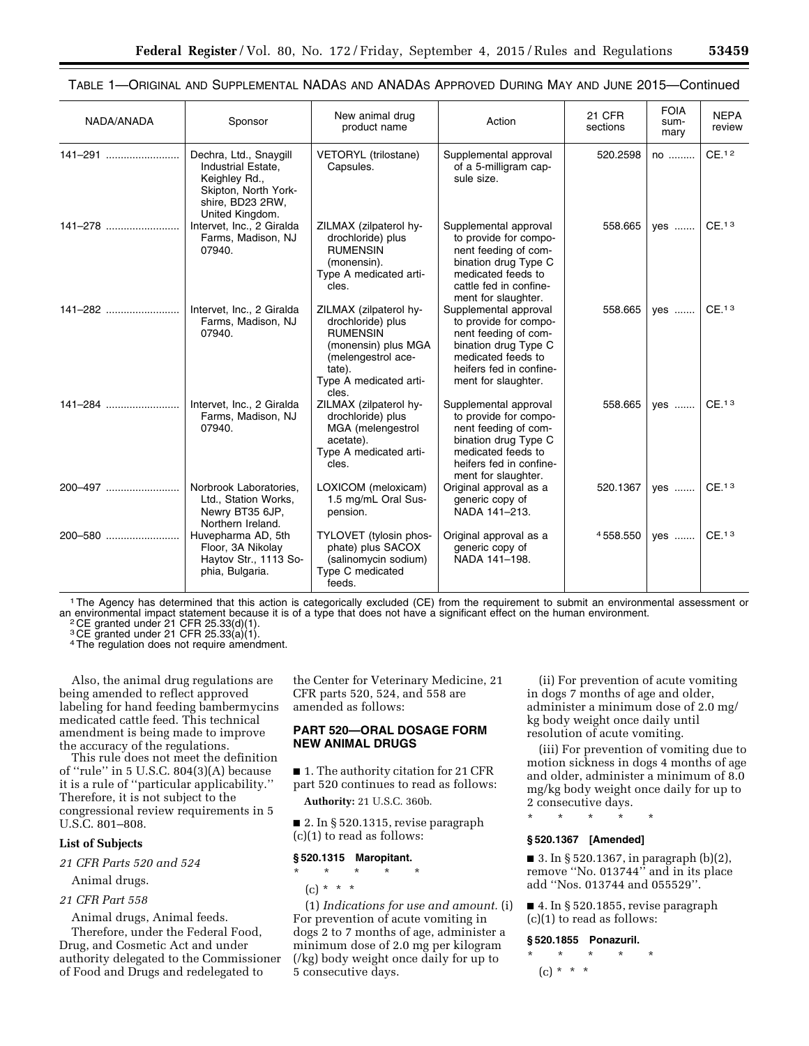TABLE 1—ORIGINAL AND SUPPLEMENTAL NADAS AND ANADAS APPROVED DURING MAY AND JUNE 2015—Continued

| NADA/ANADA | Sponsor | New animal drug product name | Action | 21 CFR sections | FOIA summary | NEPA review |
|---|---|---|---|---|---|---|
| 141–291 | Dechra, Ltd., Snaygill Industrial Estate, Keighley Rd., Skipton, North Yorkshire, BD23 2RW, United Kingdom. | VETORYL (trilostane) Capsules. | Supplemental approval of a 5-milligram capsule size. | 520.2598 | no | CE.[1 2] |
| 141–278 | Intervet, Inc., 2 Giralda Farms, Madison, NJ 07940. | ZILMAX (zilpaterol hydrochloride) plus RUMENSIN (monensin). Type A medicated articles. | Supplemental approval to provide for component feeding of combination drug Type C medicated feeds to cattle fed in confinement for slaughter. | 558.665 | yes | CE.[1 3] |
| 141–282 | Intervet, Inc., 2 Giralda Farms, Madison, NJ 07940. | ZILMAX (zilpaterol hydrochloride) plus RUMENSIN (monensin) plus MGA (melengestrol acetate). Type A medicated articles. | Supplemental approval to provide for component feeding of combination drug Type C medicated feeds to heifers fed in confinement for slaughter. | 558.665 | yes | CE.[1 3] |
| 141–284 | Intervet, Inc., 2 Giralda Farms, Madison, NJ 07940. | ZILMAX (zilpaterol hydrochloride) plus MGA (melengestrol acetate). Type A medicated articles. | Supplemental approval to provide for component feeding of combination drug Type C medicated feeds to heifers fed in confinement for slaughter. | 558.665 | yes | CE.[1 3] |
| 200–497 | Norbrook Laboratories, Ltd., Station Works, Newry BT35 6JP, Northern Ireland. | LOXICOM (meloxicam) 1.5 mg/mL Oral Suspension. | Original approval as a generic copy of NADA 141–213. | 520.1367 | yes | CE.[1 3] |
| 200–580 | Huvepharma AD, 5th Floor, 3A Nikolay Haytov Str., 1113 Sophia, Bulgaria. | TYLOVET (tylosin phosphate) plus SACOX (salinomycin sodium) Type C medicated feeds. | Original approval as a generic copy of NADA 141–198. | [4] 558.550 | yes | CE.[1 3] |

[1] The Agency has determined that this action is categorically excluded (CE) from the requirement to submit an environmental assessment or an environmental impact statement because it is of a type that does not have a significant effect on the human environment.
[2] CE granted under 21 CFR 25.33(d)(1).
[3] CE granted under 21 CFR 25.33(a)(1).
[4] The regulation does not require amendment.

Also, the animal drug regulations are being amended to reflect approved labeling for hand feeding bambermycins medicated cattle feed. This technical amendment is being made to improve the accuracy of the regulations.

This rule does not meet the definition of "rule" in 5 U.S.C. 804(3)(A) because it is a rule of "particular applicability." Therefore, it is not subject to the congressional review requirements in 5 U.S.C. 801–808.

**List of Subjects**

*21 CFR Parts 520 and 524*

Animal drugs.

*21 CFR Part 558*

Animal drugs, Animal feeds.

Therefore, under the Federal Food, Drug, and Cosmetic Act and under authority delegated to the Commissioner of Food and Drugs and redelegated to the Center for Veterinary Medicine, 21 CFR parts 520, 524, and 558 are amended as follows:

## PART 520—ORAL DOSAGE FORM NEW ANIMAL DRUGS

■ 1. The authority citation for 21 CFR part 520 continues to read as follows:

**Authority:** 21 U.S.C. 360b.

■ 2. In § 520.1315, revise paragraph (c)(1) to read as follows:

### § 520.1315 Maropitant.

\* \* \* \* \*

(c) \* \* \*

(1) *Indications for use and amount.* (i) For prevention of acute vomiting in dogs 2 to 7 months of age, administer a minimum dose of 2.0 mg per kilogram (/kg) body weight once daily for up to 5 consecutive days.

(ii) For prevention of acute vomiting in dogs 7 months of age and older, administer a minimum dose of 2.0 mg/kg body weight once daily until resolution of acute vomiting.

(iii) For prevention of vomiting due to motion sickness in dogs 4 months of age and older, administer a minimum of 8.0 mg/kg body weight once daily for up to 2 consecutive days.

\* \* \* \* \*

### § 520.1367 [Amended]

■ 3. In § 520.1367, in paragraph (b)(2), remove "No. 013744" and in its place add "Nos. 013744 and 055529".

■ 4. In § 520.1855, revise paragraph (c)(1) to read as follows:

### § 520.1855 Ponazuril.

\* \* \* \* \*

(c) \* \* \*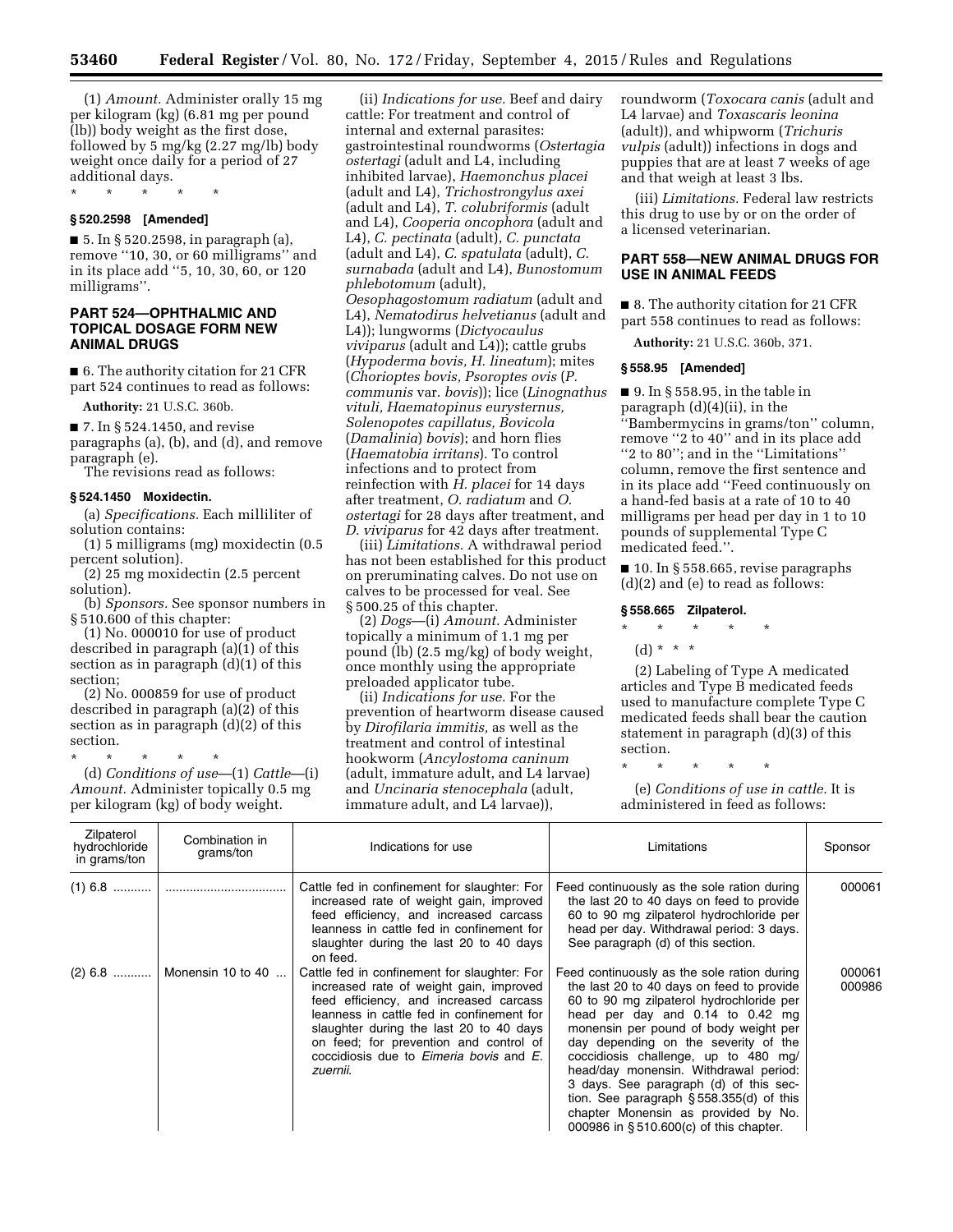(1) *Amount.* Administer orally 15 mg per kilogram (kg) (6.81 mg per pound (lb)) body weight as the first dose, followed by 5 mg/kg (2.27 mg/lb) body weight once daily for a period of 27 additional days.

\* \* \* \* \*

### § 520.2598 [Amended]

■ 5. In § 520.2598, in paragraph (a), remove ''10, 30, or 60 milligrams'' and in its place add ''5, 10, 30, 60, or 120 milligrams''.

## PART 524—OPHTHALMIC AND TOPICAL DOSAGE FORM NEW ANIMAL DRUGS

■ 6. The authority citation for 21 CFR part 524 continues to read as follows:

**Authority:** 21 U.S.C. 360b.

■ 7. In § 524.1450, and revise paragraphs (a), (b), and (d), and remove paragraph (e).

The revisions read as follows:

### § 524.1450 Moxidectin.

(a) *Specifications.* Each milliliter of solution contains:

(1) 5 milligrams (mg) moxidectin (0.5 percent solution).

(2) 25 mg moxidectin (2.5 percent solution).

(b) *Sponsors.* See sponsor numbers in § 510.600 of this chapter:

(1) No. 000010 for use of product described in paragraph (a)(1) of this section as in paragraph (d)(1) of this section;

(2) No. 000859 for use of product described in paragraph (a)(2) of this section as in paragraph (d)(2) of this section.

\* \* \* \* \*

(d) *Conditions of use*—(1) *Cattle*—(i) *Amount.* Administer topically 0.5 mg per kilogram (kg) of body weight.

(ii) *Indications for use.* Beef and dairy cattle: For treatment and control of internal and external parasites: gastrointestinal roundworms (*Ostertagia ostertagi* (adult and L4, including inhibited larvae), *Haemonchus placei* (adult and L4), *Trichostrongylus axei* (adult and L4), *T. colubriformis* (adult and L4), *Cooperia oncophora* (adult and L4), *C. pectinata* (adult), *C. punctata* (adult and L4), *C. spatulata* (adult), *C. surnabada* (adult and L4), *Bunostomum phlebotomum* (adult), *Oesophagostomum radiatum* (adult and L4), *Nematodirus helvetianus* (adult and L4)); lungworms (*Dictyocaulus viviparus* (adult and L4)); cattle grubs (*Hypoderma bovis, H. lineatum*); mites (*Chorioptes bovis, Psoroptes ovis* (*P. communis* var. *bovis*)); lice (*Linognathus vituli, Haematopinus eurysternus, Solenopotes capillatus, Bovicola* (*Damalinia*) *bovis*); and horn flies (*Haematobia irritans*). To control infections and to protect from reinfection with *H. placei* for 14 days after treatment, *O. radiatum* and *O. ostertagi* for 28 days after treatment, and *D. viviparus* for 42 days after treatment.

(iii) *Limitations.* A withdrawal period has not been established for this product on preruminating calves. Do not use on calves to be processed for veal. See § 500.25 of this chapter.

(2) *Dogs*—(i) *Amount.* Administer topically a minimum of 1.1 mg per pound (lb) (2.5 mg/kg) of body weight, once monthly using the appropriate preloaded applicator tube.

(ii) *Indications for use.* For the prevention of heartworm disease caused by *Dirofilaria immitis,* as well as the treatment and control of intestinal hookworm (*Ancylostoma caninum* (adult, immature adult, and L4 larvae) and *Uncinaria stenocephala* (adult, immature adult, and L4 larvae)), roundworm (*Toxocara canis* (adult and L4 larvae) and *Toxascaris leonina* (adult)), and whipworm (*Trichuris vulpis* (adult)) infections in dogs and puppies that are at least 7 weeks of age and that weigh at least 3 lbs.

(iii) *Limitations.* Federal law restricts this drug to use by or on the order of a licensed veterinarian.

## PART 558—NEW ANIMAL DRUGS FOR USE IN ANIMAL FEEDS

■ 8. The authority citation for 21 CFR part 558 continues to read as follows:

**Authority:** 21 U.S.C. 360b, 371.

### § 558.95 [Amended]

■ 9. In § 558.95, in the table in paragraph (d)(4)(ii), in the ''Bambermycins in grams/ton'' column, remove ''2 to 40'' and in its place add ''2 to 80''; and in the ''Limitations'' column, remove the first sentence and in its place add ''Feed continuously on a hand-fed basis at a rate of 10 to 40 milligrams per head per day in 1 to 10 pounds of supplemental Type C medicated feed.''.

■ 10. In § 558.665, revise paragraphs (d)(2) and (e) to read as follows:

### § 558.665 Zilpaterol.

\* \* \* \* \*

(d) \* \* \*

(2) Labeling of Type A medicated articles and Type B medicated feeds used to manufacture complete Type C medicated feeds shall bear the caution statement in paragraph (d)(3) of this section.

\* \* \* \* \*

(e) *Conditions of use in cattle.* It is administered in feed as follows:

| Zilpaterol hydrochloride in grams/ton | Combination in grams/ton | Indications for use | Limitations | Sponsor |
|---|---|---|---|---|
| (1) 6.8 ........... | .................................. | Cattle fed in confinement for slaughter: For increased rate of weight gain, improved feed efficiency, and increased carcass leanness in cattle fed in confinement for slaughter during the last 20 to 40 days on feed. | Feed continuously as the sole ration during the last 20 to 40 days on feed to provide 60 to 90 mg zilpaterol hydrochloride per head per day. Withdrawal period: 3 days. See paragraph (d) of this section. | 000061 |
| (2) 6.8 ........... | Monensin 10 to 40 ... | Cattle fed in confinement for slaughter: For increased rate of weight gain, improved feed efficiency, and increased carcass leanness in cattle fed in confinement for slaughter during the last 20 to 40 days on feed; for prevention and control of coccidiosis due to *Eimeria bovis* and *E. zuernii*. | Feed continuously as the sole ration during the last 20 to 40 days on feed to provide 60 to 90 mg zilpaterol hydrochloride per head per day and 0.14 to 0.42 mg monensin per pound of body weight per day depending on the severity of the coccidiosis challenge, up to 480 mg/head/day monensin. Withdrawal period: 3 days. See paragraph (d) of this section. See paragraph § 558.355(d) of this chapter Monensin as provided by No. 000986 in § 510.600(c) of this chapter. | 000061 000986 |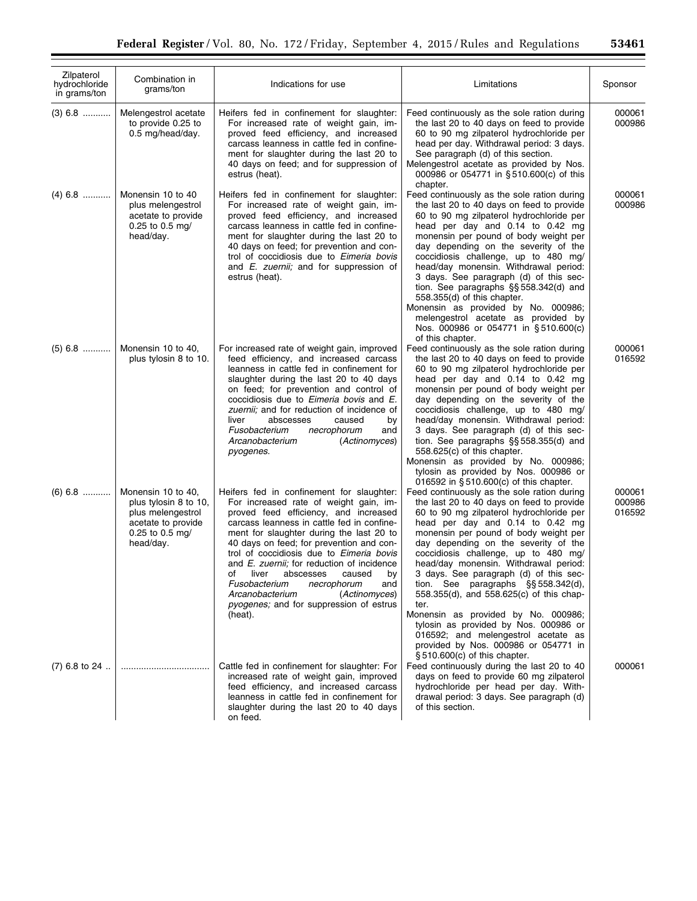| Zilpaterol hydrochloride in grams/ton | Combination in grams/ton | Indications for use | Limitations | Sponsor |
| --- | --- | --- | --- | --- |
| (3) 6.8 ........... | Melengestrol acetate to provide 0.25 to 0.5 mg/head/day. | Heifers fed in confinement for slaughter: For increased rate of weight gain, improved feed efficiency, and increased carcass leanness in cattle fed in confinement for slaughter during the last 20 to 40 days on feed; and for suppression of estrus (heat). | Feed continuously as the sole ration during the last 20 to 40 days on feed to provide 60 to 90 mg zilpaterol hydrochloride per head per day. Withdrawal period: 3 days. See paragraph (d) of this section. Melengestrol acetate as provided by Nos. 000986 or 054771 in § 510.600(c) of this chapter. | 000061 000986 |
| (4) 6.8 ........... | Monensin 10 to 40 plus melengestrol acetate to provide 0.25 to 0.5 mg/head/day. | Heifers fed in confinement for slaughter: For increased rate of weight gain, improved feed efficiency, and increased carcass leanness in cattle fed in confinement for slaughter during the last 20 to 40 days on feed; for prevention and control of coccidiosis due to *Eimeria bovis* and *E. zuernii;* and for suppression of estrus (heat). | Feed continuously as the sole ration during the last 20 to 40 days on feed to provide 60 to 90 mg zilpaterol hydrochloride per head per day and 0.14 to 0.42 mg monensin per pound of body weight per day depending on the severity of the coccidiosis challenge, up to 480 mg/head/day monensin. Withdrawal period: 3 days. See paragraph (d) of this section. See paragraphs §§ 558.342(d) and 558.355(d) of this chapter. Monensin as provided by No. 000986; melengestrol acetate as provided by Nos. 000986 or 054771 in § 510.600(c) of this chapter. | 000061 000986 |
| (5) 6.8 ........... | Monensin 10 to 40, plus tylosin 8 to 10. | For increased rate of weight gain, improved feed efficiency, and increased carcass leanness in cattle fed in confinement for slaughter during the last 20 to 40 days on feed; for prevention and control of coccidiosis due to *Eimeria bovis* and *E. zuernii;* and for reduction of incidence of liver abscesses caused by *Fusobacterium necrophorum* and *Arcanobacterium* (*Actinomyces*) *pyogenes.* | Feed continuously as the sole ration during the last 20 to 40 days on feed to provide 60 to 90 mg zilpaterol hydrochloride per head per day and 0.14 to 0.42 mg monensin per pound of body weight per day depending on the severity of the coccidiosis challenge, up to 480 mg/head/day monensin. Withdrawal period: 3 days. See paragraph (d) of this section. See paragraphs §§ 558.355(d) and 558.625(c) of this chapter. Monensin as provided by No. 000986; tylosin as provided by Nos. 000986 or 016592 in § 510.600(c) of this chapter. | 000061 016592 |
| (6) 6.8 ........... | Monensin 10 to 40, plus tylosin 8 to 10, plus melengestrol acetate to provide 0.25 to 0.5 mg/head/day. | Heifers fed in confinement for slaughter: For increased rate of weight gain, improved feed efficiency, and increased carcass leanness in cattle fed in confinement for slaughter during the last 20 to 40 days on feed; for prevention and control of coccidiosis due to *Eimeria bovis* and *E. zuernii;* for reduction of incidence of liver abscesses caused by *Fusobacterium necrophorum* and *Arcanobacterium* (*Actinomyces*) *pyogenes;* and for suppression of estrus (heat). | Feed continuously as the sole ration during the last 20 to 40 days on feed to provide 60 to 90 mg zilpaterol hydrochloride per head per day and 0.14 to 0.42 mg monensin per pound of body weight per day depending on the severity of the coccidiosis challenge, up to 480 mg/head/day monensin. Withdrawal period: 3 days. See paragraph (d) of this section. See paragraphs §§ 558.342(d), 558.355(d), and 558.625(c) of this chapter. Monensin as provided by No. 000986; tylosin as provided by Nos. 000986 or 016592; and melengestrol acetate as provided by Nos. 000986 or 054771 in § 510.600(c) of this chapter. | 000061 000986 016592 |
| (7) 6.8 to 24 .. | .................................. | Cattle fed in confinement for slaughter: For increased rate of weight gain, improved feed efficiency, and increased carcass leanness in cattle fed in confinement for slaughter during the last 20 to 40 days on feed. | Feed continuously during the last 20 to 40 days on feed to provide 60 mg zilpaterol hydrochloride per head per day. Withdrawal period: 3 days. See paragraph (d) of this section. | 000061 |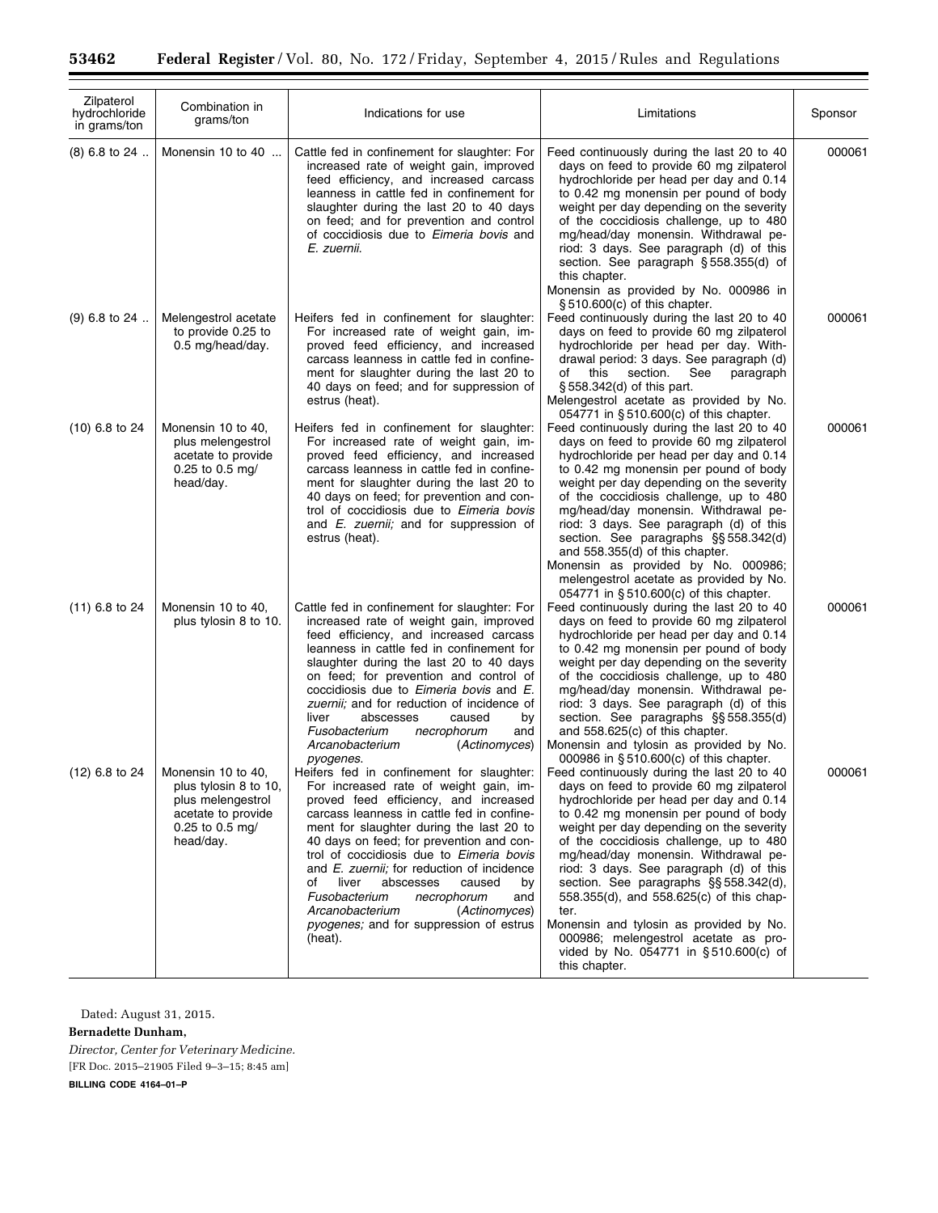| Zilpaterol hydrochloride in grams/ton | Combination in grams/ton | Indications for use | Limitations | Sponsor |
| --- | --- | --- | --- | --- |
| (8) 6.8 to 24 .. | Monensin 10 to 40 ... | Cattle fed in confinement for slaughter: For increased rate of weight gain, improved feed efficiency, and increased carcass leanness in cattle fed in confinement for slaughter during the last 20 to 40 days on feed; and for prevention and control of coccidiosis due to *Eimeria bovis* and *E. zuernii.* | Feed continuously during the last 20 to 40 days on feed to provide 60 mg zilpaterol hydrochloride per head per day and 0.14 to 0.42 mg monensin per pound of body weight per day depending on the severity of the coccidiosis challenge, up to 480 mg/head/day monensin. Withdrawal period: 3 days. See paragraph (d) of this section. See paragraph § 558.355(d) of this chapter. Monensin as provided by No. 000986 in § 510.600(c) of this chapter. | 000061 |
| (9) 6.8 to 24 .. | Melengestrol acetate to provide 0.25 to 0.5 mg/head/day. | Heifers fed in confinement for slaughter: For increased rate of weight gain, improved feed efficiency, and increased carcass leanness in cattle fed in confinement for slaughter during the last 20 to 40 days on feed; and for suppression of estrus (heat). | Feed continuously during the last 20 to 40 days on feed to provide 60 mg zilpaterol hydrochloride per head per day. Withdrawal period: 3 days. See paragraph (d) of this section. See paragraph § 558.342(d) of this part. Melengestrol acetate as provided by No. 054771 in § 510.600(c) of this chapter. | 000061 |
| (10) 6.8 to 24 | Monensin 10 to 40, plus melengestrol acetate to provide 0.25 to 0.5 mg/head/day. | Heifers fed in confinement for slaughter: For increased rate of weight gain, improved feed efficiency, and increased carcass leanness in cattle fed in confinement for slaughter during the last 20 to 40 days on feed; for prevention and control of coccidiosis due to *Eimeria bovis* and *E. zuernii;* and for suppression of estrus (heat). | Feed continuously during the last 20 to 40 days on feed to provide 60 mg zilpaterol hydrochloride per head per day and 0.14 to 0.42 mg monensin per pound of body weight per day depending on the severity of the coccidiosis challenge, up to 480 mg/head/day monensin. Withdrawal period: 3 days. See paragraph (d) of this section. See paragraphs §§ 558.342(d) and 558.355(d) of this chapter. Monensin as provided by No. 000986; melengestrol acetate as provided by No. 054771 in § 510.600(c) of this chapter. | 000061 |
| (11) 6.8 to 24 | Monensin 10 to 40, plus tylosin 8 to 10. | Cattle fed in confinement for slaughter: For increased rate of weight gain, improved feed efficiency, and increased carcass leanness in cattle fed in confinement for slaughter during the last 20 to 40 days on feed; for prevention and control of coccidiosis due to *Eimeria bovis* and *E. zuernii;* and for reduction of incidence of liver abscesses caused by *Fusobacterium necrophorum* and *Arcanobacterium* (*Actinomyces*) *pyogenes.* | Feed continuously during the last 20 to 40 days on feed to provide 60 mg zilpaterol hydrochloride per head per day and 0.14 to 0.42 mg monensin per pound of body weight per day depending on the severity of the coccidiosis challenge, up to 480 mg/head/day monensin. Withdrawal period: 3 days. See paragraph (d) of this section. See paragraphs §§ 558.355(d) and 558.625(c) of this chapter. Monensin and tylosin as provided by No. 000986 in § 510.600(c) of this chapter. | 000061 |
| (12) 6.8 to 24 | Monensin 10 to 40, plus tylosin 8 to 10, plus melengestrol acetate to provide 0.25 to 0.5 mg/head/day. | Heifers fed in confinement for slaughter: For increased rate of weight gain, improved feed efficiency, and increased carcass leanness in cattle fed in confinement for slaughter during the last 20 to 40 days on feed; for prevention and control of coccidiosis due to *Eimeria bovis* and *E. zuernii;* for reduction of incidence of liver abscesses caused by *Fusobacterium necrophorum* and *Arcanobacterium* (*Actinomyces*) *pyogenes;* and for suppression of estrus (heat). | Feed continuously during the last 20 to 40 days on feed to provide 60 mg zilpaterol hydrochloride per head per day and 0.14 to 0.42 mg monensin per pound of body weight per day depending on the severity of the coccidiosis challenge, up to 480 mg/head/day monensin. Withdrawal period: 3 days. See paragraph (d) of this section. See paragraphs §§ 558.342(d), 558.355(d), and 558.625(c) of this chapter. Monensin and tylosin as provided by No. 000986; melengestrol acetate as provided by No. 054771 in § 510.600(c) of this chapter. | 000061 |

Dated: August 31, 2015.

**Bernadette Dunham,**

*Director, Center for Veterinary Medicine.*

[FR Doc. 2015–21905 Filed 9–3–15; 8:45 am]

**BILLING CODE 4164–01–P**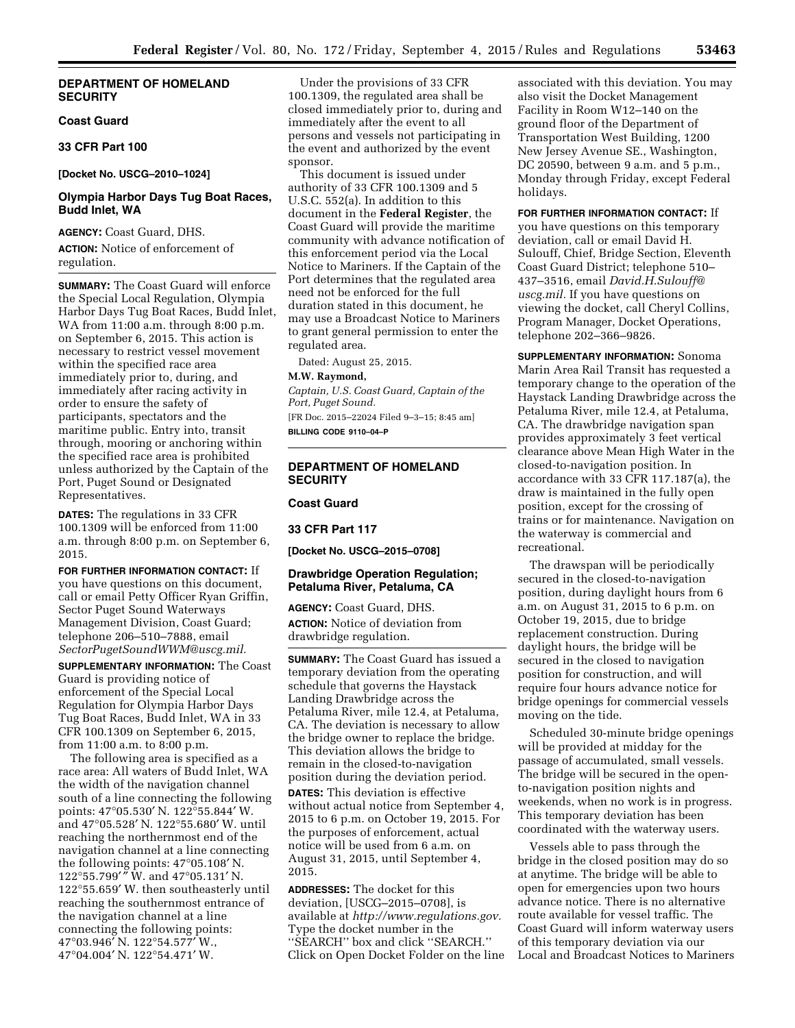**DEPARTMENT OF HOMELAND SECURITY**

**Coast Guard**

**33 CFR Part 100**

**[Docket No. USCG–2010–1024]**

## Olympia Harbor Days Tug Boat Races, Budd Inlet, WA

**AGENCY:** Coast Guard, DHS.

**ACTION:** Notice of enforcement of regulation.

**SUMMARY:** The Coast Guard will enforce the Special Local Regulation, Olympia Harbor Days Tug Boat Races, Budd Inlet, WA from 11:00 a.m. through 8:00 p.m. on September 6, 2015. This action is necessary to restrict vessel movement within the specified race area immediately prior to, during, and immediately after racing activity in order to ensure the safety of participants, spectators and the maritime public. Entry into, transit through, mooring or anchoring within the specified race area is prohibited unless authorized by the Captain of the Port, Puget Sound or Designated Representatives.

**DATES:** The regulations in 33 CFR 100.1309 will be enforced from 11:00 a.m. through 8:00 p.m. on September 6, 2015.

**FOR FURTHER INFORMATION CONTACT:** If you have questions on this document, call or email Petty Officer Ryan Griffin, Sector Puget Sound Waterways Management Division, Coast Guard; telephone 206–510–7888, email *SectorPugetSoundWWM@uscg.mil.*

**SUPPLEMENTARY INFORMATION:** The Coast Guard is providing notice of enforcement of the Special Local Regulation for Olympia Harbor Days Tug Boat Races, Budd Inlet, WA in 33 CFR 100.1309 on September 6, 2015, from 11:00 a.m. to 8:00 p.m.

The following area is specified as a race area: All waters of Budd Inlet, WA the width of the navigation channel south of a line connecting the following points: 47°05.530′ N. 122°55.844′ W. and 47°05.528′ N. 122°55.680′ W. until reaching the northernmost end of the navigation channel at a line connecting the following points: 47°05.108′ N. 122°55.799′″ W. and 47°05.131′ N. 122°55.659′ W. then southeasterly until reaching the southernmost entrance of the navigation channel at a line connecting the following points: 47°03.946′ N. 122°54.577′ W., 47°04.004′ N. 122°54.471′ W.

Under the provisions of 33 CFR 100.1309, the regulated area shall be closed immediately prior to, during and immediately after the event to all persons and vessels not participating in the event and authorized by the event sponsor.

This document is issued under authority of 33 CFR 100.1309 and 5 U.S.C. 552(a). In addition to this document in the **Federal Register**, the Coast Guard will provide the maritime community with advance notification of this enforcement period via the Local Notice to Mariners. If the Captain of the Port determines that the regulated area need not be enforced for the full duration stated in this document, he may use a Broadcast Notice to Mariners to grant general permission to enter the regulated area.

Dated: August 25, 2015.

**M.W. Raymond,**

*Captain, U.S. Coast Guard, Captain of the Port, Puget Sound.*

[FR Doc. 2015–22024 Filed 9–3–15; 8:45 am]

**BILLING CODE 9110–04–P**

---

**DEPARTMENT OF HOMELAND SECURITY**

**Coast Guard**

**33 CFR Part 117**

**[Docket No. USCG–2015–0708]**

## Drawbridge Operation Regulation; Petaluma River, Petaluma, CA

**AGENCY:** Coast Guard, DHS.

**ACTION:** Notice of deviation from drawbridge regulation.

**SUMMARY:** The Coast Guard has issued a temporary deviation from the operating schedule that governs the Haystack Landing Drawbridge across the Petaluma River, mile 12.4, at Petaluma, CA. The deviation is necessary to allow the bridge owner to replace the bridge. This deviation allows the bridge to remain in the closed-to-navigation position during the deviation period.

**DATES:** This deviation is effective without actual notice from September 4, 2015 to 6 p.m. on October 19, 2015. For the purposes of enforcement, actual notice will be used from 6 a.m. on August 31, 2015, until September 4, 2015.

**ADDRESSES:** The docket for this deviation, [USCG–2015–0708], is available at *http://www.regulations.gov.* Type the docket number in the ''SEARCH'' box and click ''SEARCH.'' Click on Open Docket Folder on the line associated with this deviation. You may also visit the Docket Management Facility in Room W12–140 on the ground floor of the Department of Transportation West Building, 1200 New Jersey Avenue SE., Washington, DC 20590, between 9 a.m. and 5 p.m., Monday through Friday, except Federal holidays.

**FOR FURTHER INFORMATION CONTACT:** If you have questions on this temporary deviation, call or email David H. Sulouff, Chief, Bridge Section, Eleventh Coast Guard District; telephone 510–437–3516, email *David.H.Sulouff@uscg.mil.* If you have questions on viewing the docket, call Cheryl Collins, Program Manager, Docket Operations, telephone 202–366–9826.

**SUPPLEMENTARY INFORMATION:** Sonoma Marin Area Rail Transit has requested a temporary change to the operation of the Haystack Landing Drawbridge across the Petaluma River, mile 12.4, at Petaluma, CA. The drawbridge navigation span provides approximately 3 feet vertical clearance above Mean High Water in the closed-to-navigation position. In accordance with 33 CFR 117.187(a), the draw is maintained in the fully open position, except for the crossing of trains or for maintenance. Navigation on the waterway is commercial and recreational.

The drawspan will be periodically secured in the closed-to-navigation position, during daylight hours from 6 a.m. on August 31, 2015 to 6 p.m. on October 19, 2015, due to bridge replacement construction. During daylight hours, the bridge will be secured in the closed to navigation position for construction, and will require four hours advance notice for bridge openings for commercial vessels moving on the tide.

Scheduled 30-minute bridge openings will be provided at midday for the passage of accumulated, small vessels. The bridge will be secured in the open-to-navigation position nights and weekends, when no work is in progress. This temporary deviation has been coordinated with the waterway users.

Vessels able to pass through the bridge in the closed position may do so at anytime. The bridge will be able to open for emergencies upon two hours advance notice. There is no alternative route available for vessel traffic. The Coast Guard will inform waterway users of this temporary deviation via our Local and Broadcast Notices to Mariners